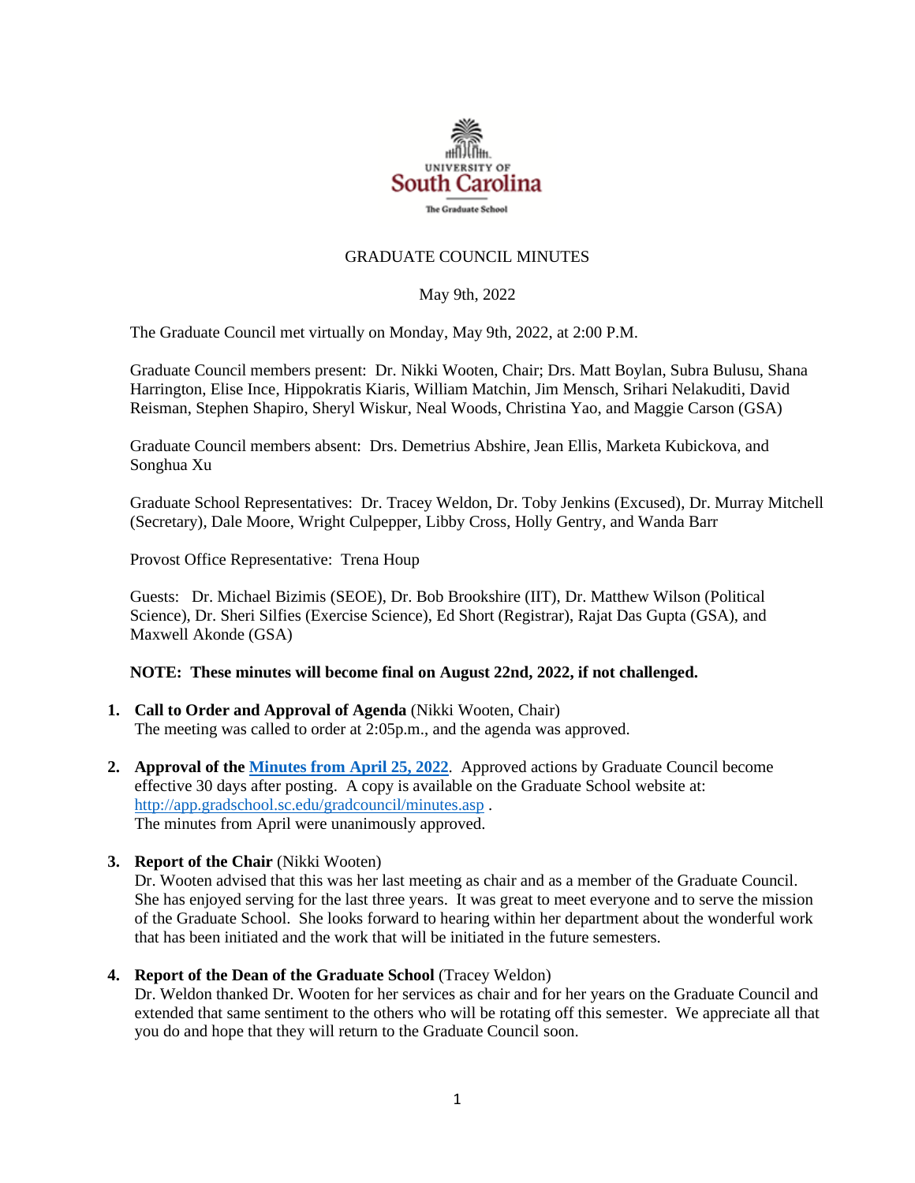GRADUATE COUNCIL MINUTES

May 9th, 2022

The Graduate Council met virtually on Monday, May 9th, 2022, at 2:00 P.M.

Graduate Council members present: Dr. Nikki Wooten, Chair; Drs. Matt Boylan, Subra Bulusu, Shana Harrington, Elise Ince, Hippokratis Kiaris, William Matchin, Jim Mensch, Srihari Nelakuditi, David Reisman, Stephen Shapiro, Sheryl Wiskur, Neal Woods, Christina Yao, and Maggie Carson (GSA)

Graduate Council members absent: Drs. Demetrius Abshire, Jean Ellis, Marketa Kubickova, and Songhua Xu

Graduate School Representatives: Dr. Tracey Weldon, Dr. Toby Jenkins (Excused), Dr. Murray Mitchell (Secretary), Dale Moore, Wright Culpepper, Libby Cross, Holly Gentry, and Wanda Barr

Provost Office Representative: Trena Houp

Guests: Dr. Michael Bizimis (SEOE), Dr. Bob Brookshire (IIT), Dr. Matthew Wilson (Political Science), Dr. Sheri Silfies (Exercise Science), Ed Short (Registrar), Rajat Das Gupta (GSA), and Maxwell Akonde (GSA)

**NOTE: These minutes will become final on August 22nd, 2022, if not challenged.**

1. **Call to Order and Approval of Agenda** (Nikki Wooten, Chair)
   The meeting was called to order at 2:05p.m., and the agenda was approved.

2. **Approval of the [Minutes from April 25, 2022](http://app.gradschool.sc.edu/gradcouncil/minutes.asp)**. Approved actions by Graduate Council become effective 30 days after posting. A copy is available on the Graduate School website at: http://app.gradschool.sc.edu/gradcouncil/minutes.asp .
   The minutes from April were unanimously approved.

3. **Report of the Chair** (Nikki Wooten)
   Dr. Wooten advised that this was her last meeting as chair and as a member of the Graduate Council. She has enjoyed serving for the last three years. It was great to meet everyone and to serve the mission of the Graduate School. She looks forward to hearing within her department about the wonderful work that has been initiated and the work that will be initiated in the future semesters.

4. **Report of the Dean of the Graduate School** (Tracey Weldon)
   Dr. Weldon thanked Dr. Wooten for her services as chair and for her years on the Graduate Council and extended that same sentiment to the others who will be rotating off this semester. We appreciate all that you do and hope that they will return to the Graduate Council soon.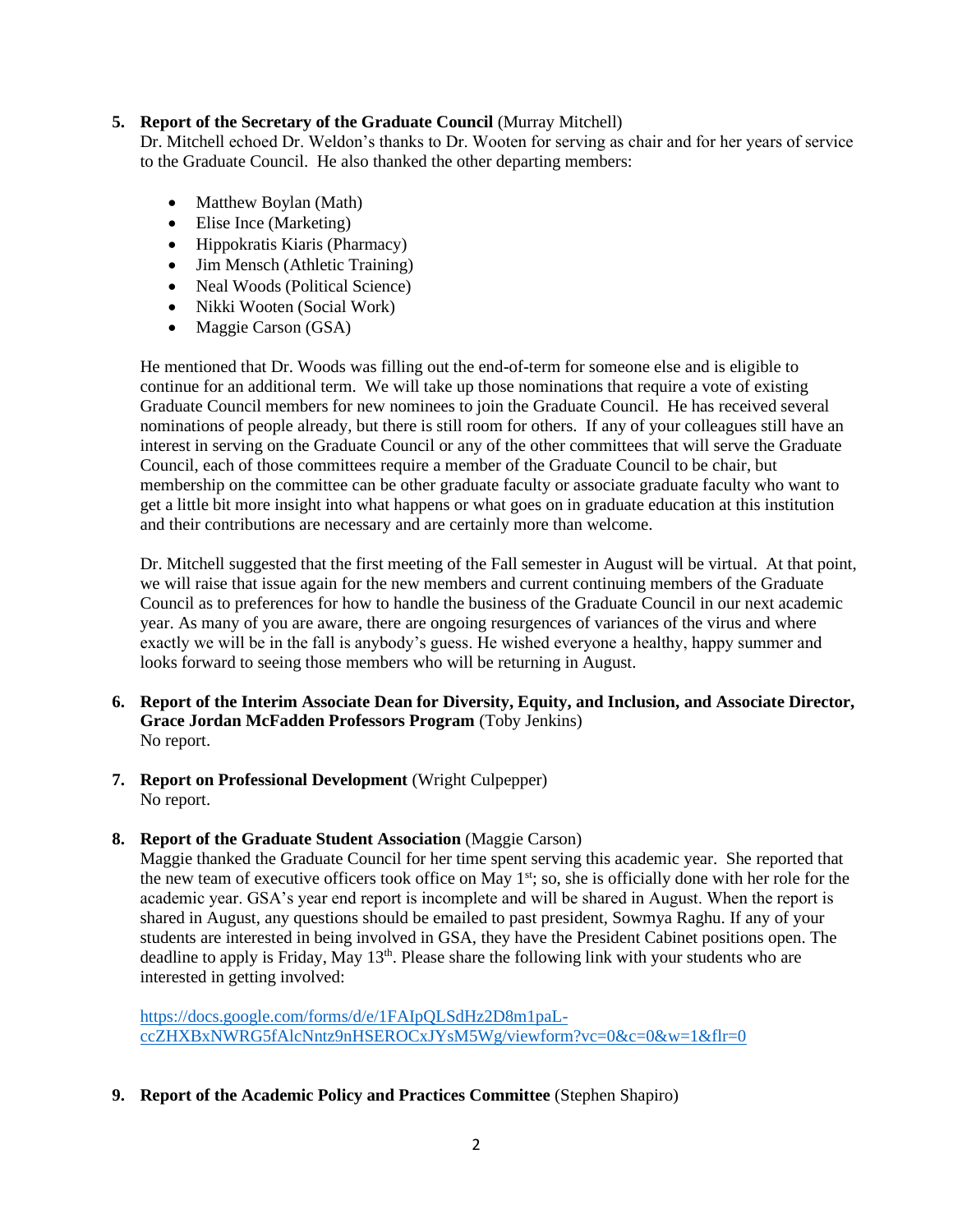5. **Report of the Secretary of the Graduate Council** (Murray Mitchell)
   Dr. Mitchell echoed Dr. Weldon's thanks to Dr. Wooten for serving as chair and for her years of service to the Graduate Council. He also thanked the other departing members:

   - Matthew Boylan (Math)
   - Elise Ince (Marketing)
   - Hippokratis Kiaris (Pharmacy)
   - Jim Mensch (Athletic Training)
   - Neal Woods (Political Science)
   - Nikki Wooten (Social Work)
   - Maggie Carson (GSA)

   He mentioned that Dr. Woods was filling out the end-of-term for someone else and is eligible to continue for an additional term. We will take up those nominations that require a vote of existing Graduate Council members for new nominees to join the Graduate Council. He has received several nominations of people already, but there is still room for others. If any of your colleagues still have an interest in serving on the Graduate Council or any of the other committees that will serve the Graduate Council, each of those committees require a member of the Graduate Council to be chair, but membership on the committee can be other graduate faculty or associate graduate faculty who want to get a little bit more insight into what happens or what goes on in graduate education at this institution and their contributions are necessary and are certainly more than welcome.

   Dr. Mitchell suggested that the first meeting of the Fall semester in August will be virtual. At that point, we will raise that issue again for the new members and current continuing members of the Graduate Council as to preferences for how to handle the business of the Graduate Council in our next academic year. As many of you are aware, there are ongoing resurgences of variances of the virus and where exactly we will be in the fall is anybody's guess. He wished everyone a healthy, happy summer and looks forward to seeing those members who will be returning in August.

6. **Report of the Interim Associate Dean for Diversity, Equity, and Inclusion, and Associate Director, Grace Jordan McFadden Professors Program** (Toby Jenkins)
   No report.

7. **Report on Professional Development** (Wright Culpepper)
   No report.

8. **Report of the Graduate Student Association** (Maggie Carson)
   Maggie thanked the Graduate Council for her time spent serving this academic year. She reported that the new team of executive officers took office on May 1st; so, she is officially done with her role for the academic year. GSA's year end report is incomplete and will be shared in August. When the report is shared in August, any questions should be emailed to past president, Sowmya Raghu. If any of your students are interested in being involved in GSA, they have the President Cabinet positions open. The deadline to apply is Friday, May 13th. Please share the following link with your students who are interested in getting involved:

   https://docs.google.com/forms/d/e/1FAIpQLSdHz2D8m1paL-ccZHXBxNWRG5fAlcNntz9nHSEROCxJYsM5Wg/viewform?vc=0&c=0&w=1&flr=0

9. **Report of the Academic Policy and Practices Committee** (Stephen Shapiro)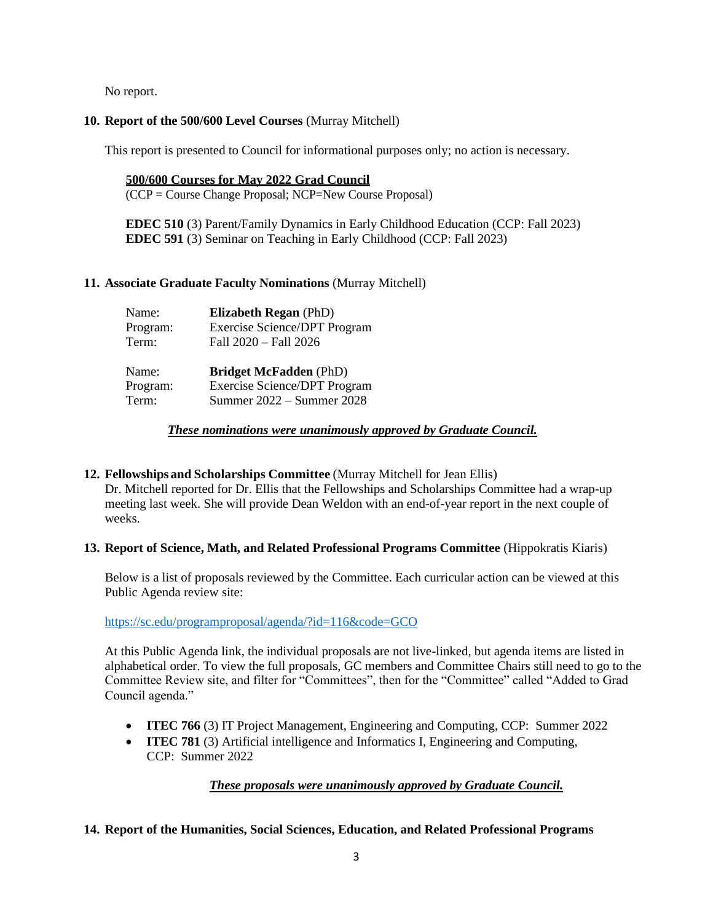No report.

**10. Report of the 500/600 Level Courses** (Murray Mitchell)

This report is presented to Council for informational purposes only; no action is necessary.

**<u>500/600 Courses for May 2022 Grad Council</u>**
(CCP = Course Change Proposal; NCP=New Course Proposal)

**EDEC 510** (3) Parent/Family Dynamics in Early Childhood Education (CCP: Fall 2023)
**EDEC 591** (3) Seminar on Teaching in Early Childhood (CCP: Fall 2023)

**11. Associate Graduate Faculty Nominations** (Murray Mitchell)

Name: **Elizabeth Regan** (PhD)
Program: Exercise Science/DPT Program
Term: Fall 2020 – Fall 2026

Name: **Bridget McFadden** (PhD)
Program: Exercise Science/DPT Program
Term: Summer 2022 – Summer 2028

***<u>These nominations were unanimously approved by Graduate Council.</u>***

**12. Fellowships and Scholarships Committee** (Murray Mitchell for Jean Ellis)
Dr. Mitchell reported for Dr. Ellis that the Fellowships and Scholarships Committee had a wrap-up meeting last week. She will provide Dean Weldon with an end-of-year report in the next couple of weeks.

**13. Report of Science, Math, and Related Professional Programs Committee** (Hippokratis Kiaris)

Below is a list of proposals reviewed by the Committee. Each curricular action can be viewed at this Public Agenda review site:

https://sc.edu/programproposal/agenda/?id=116&code=GCO

At this Public Agenda link, the individual proposals are not live-linked, but agenda items are listed in alphabetical order. To view the full proposals, GC members and Committee Chairs still need to go to the Committee Review site, and filter for "Committees", then for the "Committee" called "Added to Grad Council agenda."

- **ITEC 766** (3) IT Project Management, Engineering and Computing, CCP: Summer 2022
- **ITEC 781** (3) Artificial intelligence and Informatics I, Engineering and Computing, CCP: Summer 2022

***<u>These proposals were unanimously approved by Graduate Council.</u>***

**14. Report of the Humanities, Social Sciences, Education, and Related Professional Programs**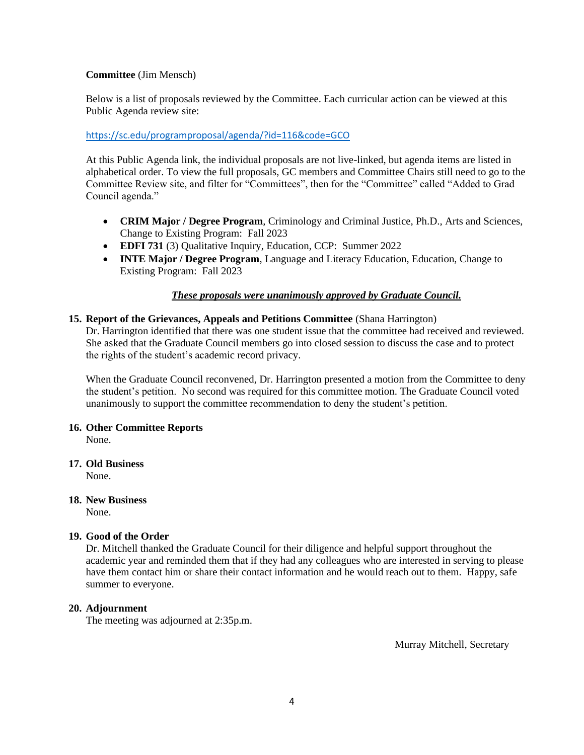**Committee** (Jim Mensch)

Below is a list of proposals reviewed by the Committee. Each curricular action can be viewed at this Public Agenda review site:

https://sc.edu/programproposal/agenda/?id=116&code=GCO

At this Public Agenda link, the individual proposals are not live-linked, but agenda items are listed in alphabetical order. To view the full proposals, GC members and Committee Chairs still need to go to the Committee Review site, and filter for "Committees", then for the "Committee" called "Added to Grad Council agenda."

- **CRIM Major / Degree Program**, Criminology and Criminal Justice, Ph.D., Arts and Sciences, Change to Existing Program: Fall 2023
- **EDFI 731** (3) Qualitative Inquiry, Education, CCP: Summer 2022
- **INTE Major / Degree Program**, Language and Literacy Education, Education, Change to Existing Program: Fall 2023

***<u>These proposals were unanimously approved by Graduate Council.</u>***

**15. Report of the Grievances, Appeals and Petitions Committee** (Shana Harrington)

Dr. Harrington identified that there was one student issue that the committee had received and reviewed. She asked that the Graduate Council members go into closed session to discuss the case and to protect the rights of the student's academic record privacy.

When the Graduate Council reconvened, Dr. Harrington presented a motion from the Committee to deny the student's petition. No second was required for this committee motion. The Graduate Council voted unanimously to support the committee recommendation to deny the student's petition.

**16. Other Committee Reports**

None.

**17. Old Business**

None.

**18. New Business**

None.

**19. Good of the Order**

Dr. Mitchell thanked the Graduate Council for their diligence and helpful support throughout the academic year and reminded them that if they had any colleagues who are interested in serving to please have them contact him or share their contact information and he would reach out to them. Happy, safe summer to everyone.

**20. Adjournment**

The meeting was adjourned at 2:35p.m.

Murray Mitchell, Secretary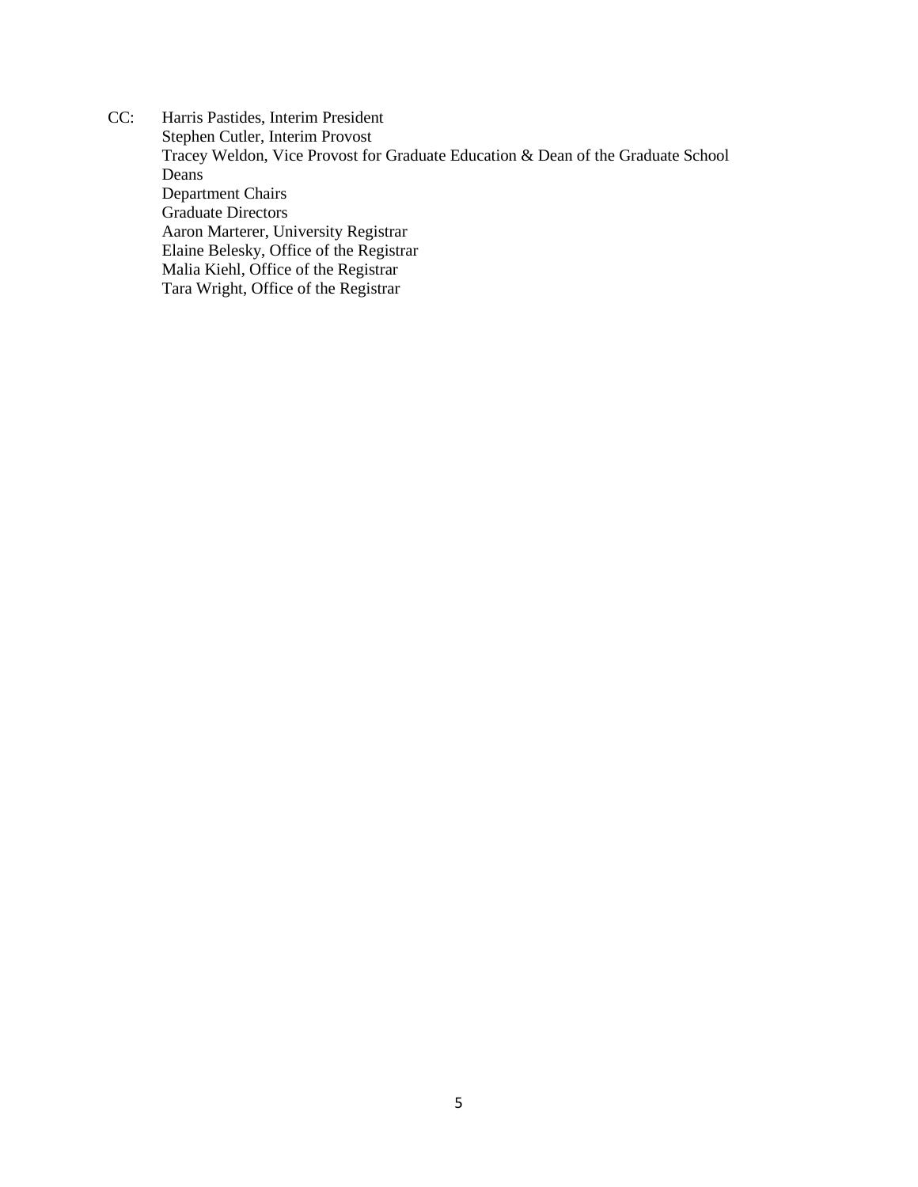CC: Harris Pastides, Interim President
Stephen Cutler, Interim Provost
Tracey Weldon, Vice Provost for Graduate Education & Dean of the Graduate School
Deans
Department Chairs
Graduate Directors
Aaron Marterer, University Registrar
Elaine Belesky, Office of the Registrar
Malia Kiehl, Office of the Registrar
Tara Wright, Office of the Registrar